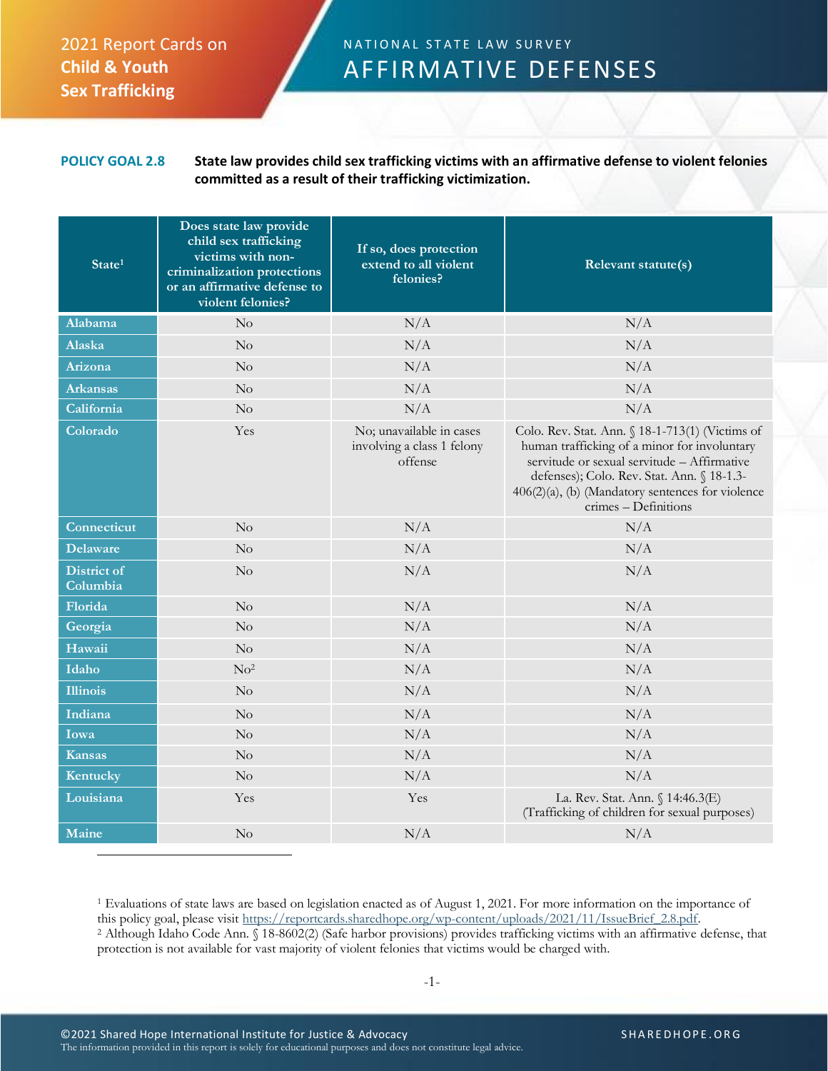2021 Report Cards on **Child & Youth Sex Trafficking**

NATIONAL STATE LAW SURVEY

# AFFIRMATIVE DEFENSES

**POLICY GOAL 2.8** **State law provides child sex trafficking victims with an affirmative defense to violent felonies committed as a result of their trafficking victimization.**

| State[1] | Does state law provide child sex trafficking victims with non-criminalization protections or an affirmative defense to violent felonies? | If so, does protection extend to all violent felonies? | Relevant statute(s) |
|---|---|---|---|
| Alabama | No | N/A | N/A |
| Alaska | No | N/A | N/A |
| Arizona | No | N/A | N/A |
| Arkansas | No | N/A | N/A |
| California | No | N/A | N/A |
| Colorado | Yes | No; unavailable in cases involving a class 1 felony offense | Colo. Rev. Stat. Ann. § 18-1-713(1) (Victims of human trafficking of a minor for involuntary servitude or sexual servitude – Affirmative defenses); Colo. Rev. Stat. Ann. § 18-1.3-406(2)(a), (b) (Mandatory sentences for violence crimes – Definitions |
| Connecticut | No | N/A | N/A |
| Delaware | No | N/A | N/A |
| District of Columbia | No | N/A | N/A |
| Florida | No | N/A | N/A |
| Georgia | No | N/A | N/A |
| Hawaii | No | N/A | N/A |
| Idaho | No[2] | N/A | N/A |
| Illinois | No | N/A | N/A |
| Indiana | No | N/A | N/A |
| Iowa | No | N/A | N/A |
| Kansas | No | N/A | N/A |
| Kentucky | No | N/A | N/A |
| Louisiana | Yes | Yes | La. Rev. Stat. Ann. § 14:46.3(E) (Trafficking of children for sexual purposes) |
| Maine | No | N/A | N/A |

[1] Evaluations of state laws are based on legislation enacted as of August 1, 2021. For more information on the importance of this policy goal, please visit https://reportcards.sharedhope.org/wp-content/uploads/2021/11/IssueBrief_2.8.pdf.

[2] Although Idaho Code Ann. § 18-8602(2) (Safe harbor provisions) provides trafficking victims with an affirmative defense, that protection is not available for vast majority of violent felonies that victims would be charged with.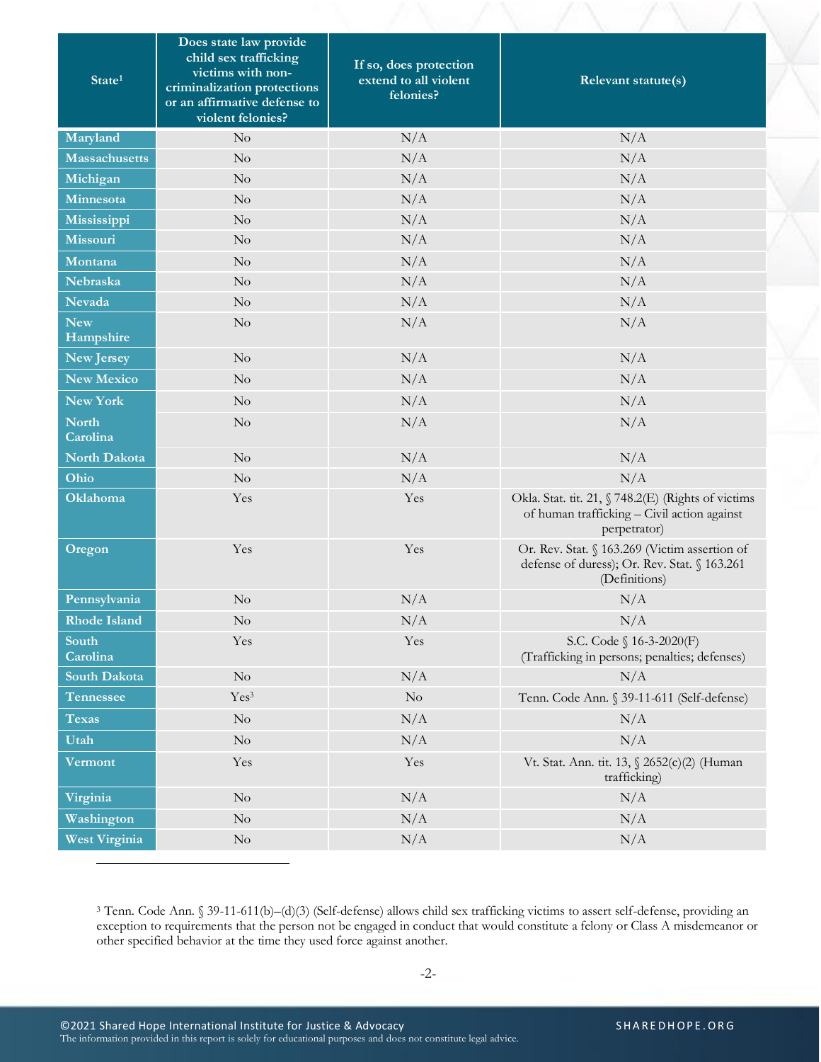| State[1] | Does state law provide child sex trafficking victims with non-criminalization protections or an affirmative defense to violent felonies? | If so, does protection extend to all violent felonies? | Relevant statute(s) |
|---|---|---|---|
| Maryland | No | N/A | N/A |
| Massachusetts | No | N/A | N/A |
| Michigan | No | N/A | N/A |
| Minnesota | No | N/A | N/A |
| Mississippi | No | N/A | N/A |
| Missouri | No | N/A | N/A |
| Montana | No | N/A | N/A |
| Nebraska | No | N/A | N/A |
| Nevada | No | N/A | N/A |
| New Hampshire | No | N/A | N/A |
| New Jersey | No | N/A | N/A |
| New Mexico | No | N/A | N/A |
| New York | No | N/A | N/A |
| North Carolina | No | N/A | N/A |
| North Dakota | No | N/A | N/A |
| Ohio | No | N/A | N/A |
| Oklahoma | Yes | Yes | Okla. Stat. tit. 21, § 748.2(E) (Rights of victims of human trafficking – Civil action against perpetrator) |
| Oregon | Yes | Yes | Or. Rev. Stat. § 163.269 (Victim assertion of defense of duress); Or. Rev. Stat. § 163.261 (Definitions) |
| Pennsylvania | No | N/A | N/A |
| Rhode Island | No | N/A | N/A |
| South Carolina | Yes | Yes | S.C. Code § 16-3-2020(F) (Trafficking in persons; penalties; defenses) |
| South Dakota | No | N/A | N/A |
| Tennessee | Yes[3] | No | Tenn. Code Ann. § 39-11-611 (Self-defense) |
| Texas | No | N/A | N/A |
| Utah | No | N/A | N/A |
| Vermont | Yes | Yes | Vt. Stat. Ann. tit. 13, § 2652(c)(2) (Human trafficking) |
| Virginia | No | N/A | N/A |
| Washington | No | N/A | N/A |
| West Virginia | No | N/A | N/A |

[3] Tenn. Code Ann. § 39-11-611(b)–(d)(3) (Self-defense) allows child sex trafficking victims to assert self-defense, providing an exception to requirements that the person not be engaged in conduct that would constitute a felony or Class A misdemeanor or other specified behavior at the time they used force against another.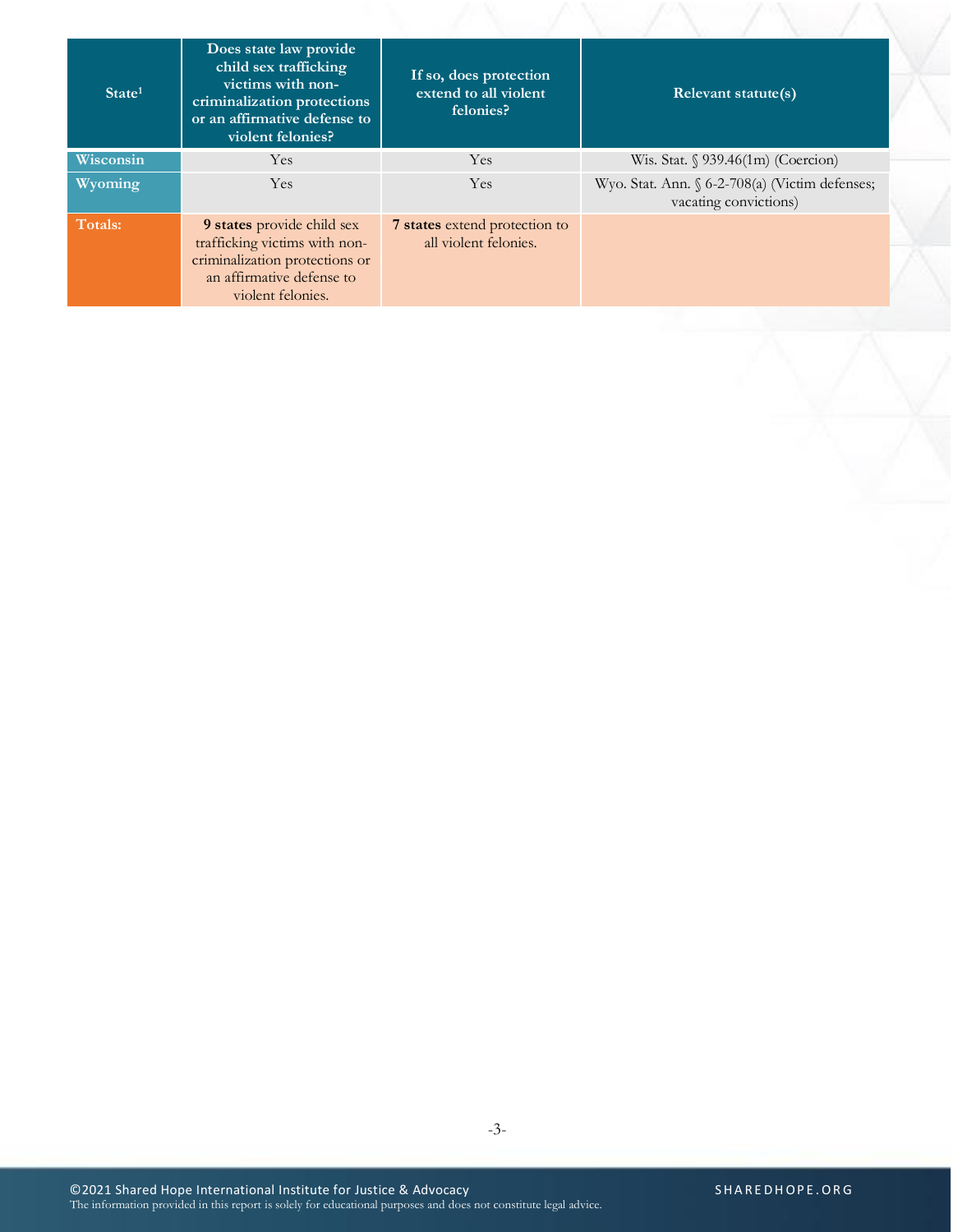| State[1] | Does state law provide child sex trafficking victims with non-criminalization protections or an affirmative defense to violent felonies? | If so, does protection extend to all violent felonies? | Relevant statute(s) |
|---|---|---|---|
| Wisconsin | Yes | Yes | Wis. Stat. § 939.46(1m) (Coercion) |
| Wyoming | Yes | Yes | Wyo. Stat. Ann. § 6-2-708(a) (Victim defenses; vacating convictions) |
| Totals: | **9 states** provide child sex trafficking victims with non-criminalization protections or an affirmative defense to violent felonies. | **7 states** extend protection to all violent felonies. | |

©2021 Shared Hope International Institute for Justice & Advocacy
The information provided in this report is solely for educational purposes and does not constitute legal advice.